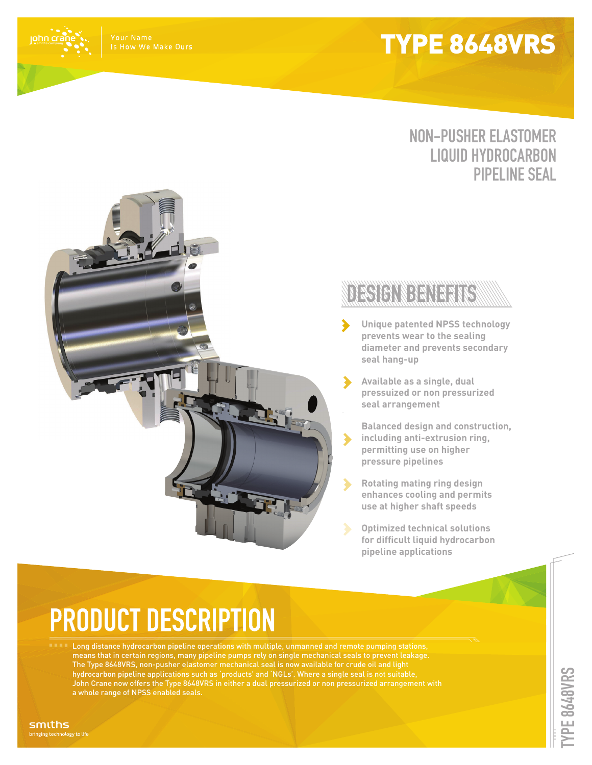john crane

Your Name
Is How We Make Ours

# TYPE 8648VRS

## NON-PUSHER ELASTOMER LIQUID HYDROCARBON PIPELINE SEAL

## DESIGN BENEFITS

- Unique patented NPSS technology prevents wear to the sealing diameter and prevents secondary seal hang-up
- Available as a single, dual pressurized or non pressurized seal arrangement
- Balanced design and construction, including anti-extrusion ring, permitting use on higher pressure pipelines
- Rotating mating ring design enhances cooling and permits use at higher shaft speeds
- Optimized technical solutions for difficult liquid hydrocarbon pipeline applications

## PRODUCT DESCRIPTION

Long distance hydrocarbon pipeline operations with multiple, unmanned and remote pumping stations, means that in certain regions, many pipeline pumps rely on single mechanical seals to prevent leakage. The Type 8648VRS, non-pusher elastomer mechanical seal is now available for crude oil and light hydrocarbon pipeline applications such as 'products' and 'NGLs'. Where a single seal is not suitable, John Crane now offers the Type 8648VRS in either a dual pressurized or non pressurized arrangement with a whole range of NPSS enabled seals.

smiths
bringing technology to life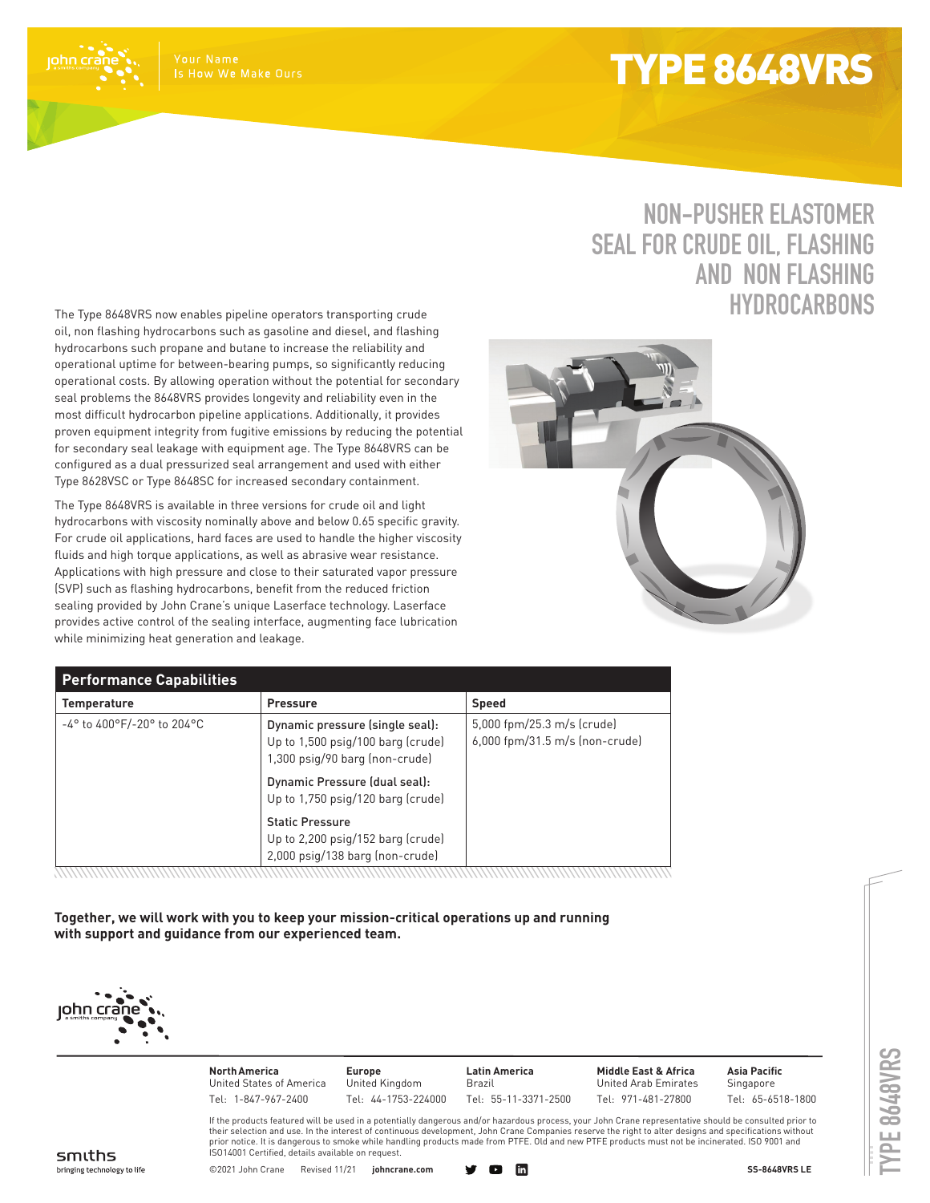# TYPE 8648VRS

## NON-PUSHER ELASTOMER SEAL FOR CRUDE OIL, FLASHING AND NON FLASHING HYDROCARBONS

The Type 8648VRS now enables pipeline operators transporting crude oil, non flashing hydrocarbons such as gasoline and diesel, and flashing hydrocarbons such propane and butane to increase the reliability and operational uptime for between-bearing pumps, so significantly reducing operational costs. By allowing operation without the potential for secondary seal problems the 8648VRS provides longevity and reliability even in the most difficult hydrocarbon pipeline applications. Additionally, it provides proven equipment integrity from fugitive emissions by reducing the potential for secondary seal leakage with equipment age. The Type 8648VRS can be configured as a dual pressurized seal arrangement and used with either Type 8628VSC or Type 8648SC for increased secondary containment.

The Type 8648VRS is available in three versions for crude oil and light hydrocarbons with viscosity nominally above and below 0.65 specific gravity. For crude oil applications, hard faces are used to handle the higher viscosity fluids and high torque applications, as well as abrasive wear resistance. Applications with high pressure and close to their saturated vapor pressure (SVP) such as flashing hydrocarbons, benefit from the reduced friction sealing provided by John Crane's unique Laserface technology. Laserface provides active control of the sealing interface, augmenting face lubrication while minimizing heat generation and leakage.

### Performance Capabilities

| Temperature | Pressure | Speed |
|---|---|---|
| -4° to 400°F/-20° to 204°C | Dynamic pressure (single seal):<br>Up to 1,500 psig/100 barg (crude)<br>1,300 psig/90 barg (non-crude)<br><br>Dynamic Pressure (dual seal):<br>Up to 1,750 psig/120 barg (crude)<br><br>Static Pressure<br>Up to 2,200 psig/152 barg (crude)<br>2,000 psig/138 barg (non-crude) | 5,000 fpm/25.3 m/s (crude)<br>6,000 fpm/31.5 m/s (non-crude) |

**Together, we will work with you to keep your mission-critical operations up and running with support and guidance from our experienced team.**

| North America | Europe | Latin America | Middle East & Africa | Asia Pacific |
|---|---|---|---|---|
| United States of America | United Kingdom | Brazil | United Arab Emirates | Singapore |
| Tel: 1-847-967-2400 | Tel: 44-1753-224000 | Tel: 55-11-3371-2500 | Tel: 971-481-27800 | Tel: 65-6518-1800 |

If the products featured will be used in a potentially dangerous and/or hazardous process, your John Crane representative should be consulted prior to their selection and use. In the interest of continuous development, John Crane Companies reserve the right to alter designs and specifications without prior notice. It is dangerous to smoke while handling products made from PTFE. Old and new PTFE products must not be incinerated. ISO 9001 and ISO14001 Certified, details available on request.

©2021 John Crane Revised 11/21 johncrane.com SS-8648VRS LE